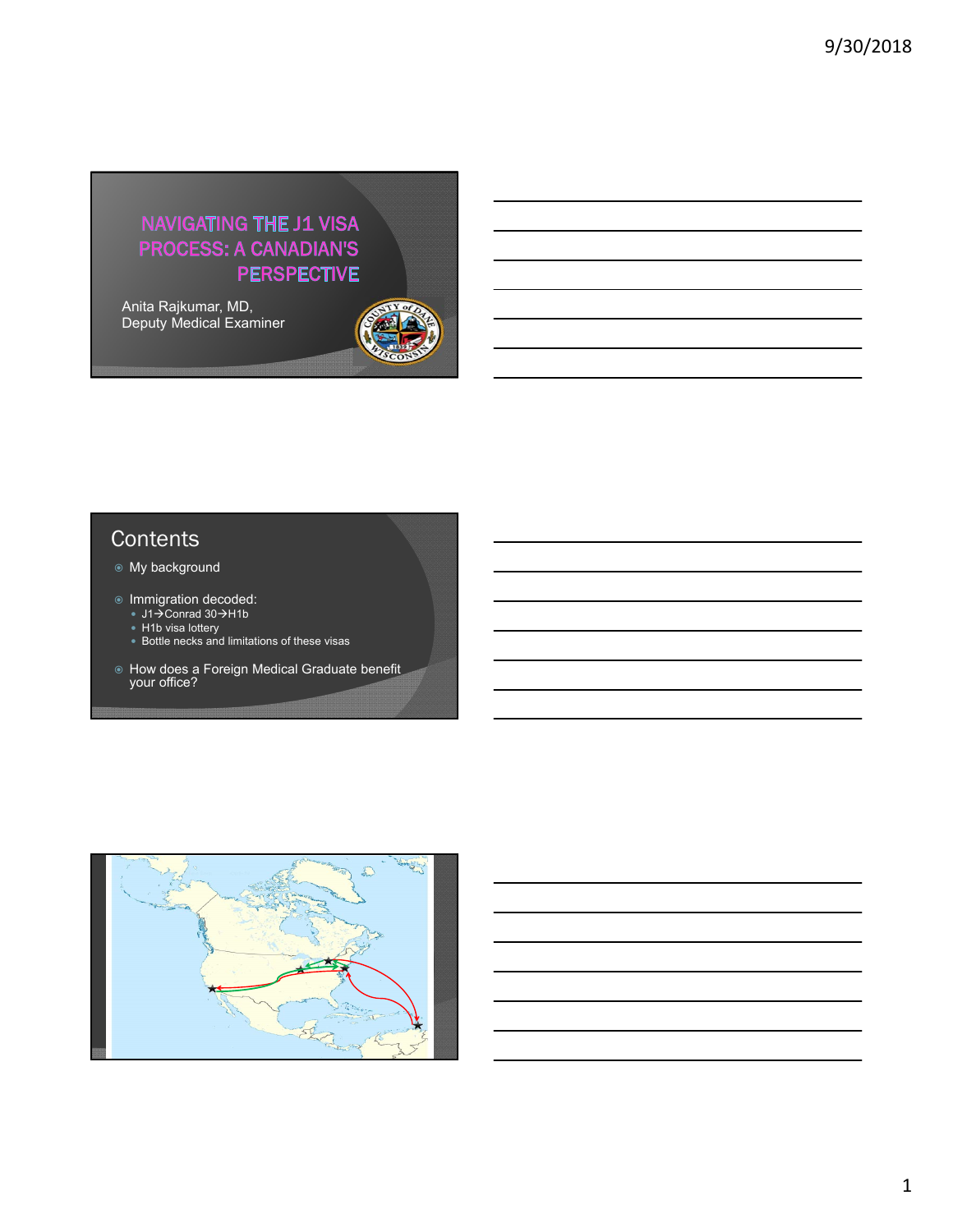# NAVIGATING THE J1 VISA PROCESS: A CANADIAN'S PERSPECTIVE

Anita Rajkumar, MD,
Deputy Medical Examiner

## Contents

- My background
- Immigration decoded:
  - J1→Conrad 30→H1b
  - H1b visa lottery
  - Bottle necks and limitations of these visas
- How does a Foreign Medical Graduate benefit your office?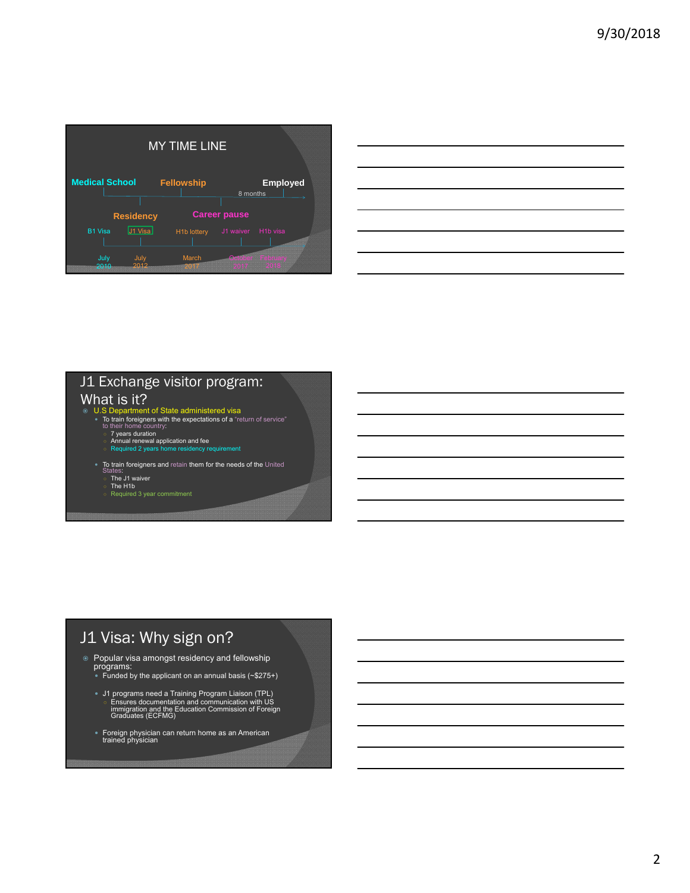## MY TIME LINE

Medical School — Fellowship — Employed

8 months

Residency — Career pause

| B1 Visa | J1 Visa | H1b lottery | J1 waiver | H1b visa |
|---|---|---|---|---|
| July 2010 | July 2012 | March 2017 | October 2017 | February 2018 |

## J1 Exchange visitor program: What is it?

- U.S Department of State administered visa
  - To train foreigners with the expectations of a "return of service" to their home country:
    - 7 years duration
    - Annual renewal application and fee
    - Required 2 years home residency requirement
  - To train foreigners and retain them for the needs of the United States:
    - The J1 waiver
    - The H1b
    - Required 3 year commitment

## J1 Visa: Why sign on?

- Popular visa amongst residency and fellowship programs:
  - Funded by the applicant on an annual basis (~$275+)
  - J1 programs need a Training Program Liaison (TPL)
    - Ensures documentation and communication with US immigration and the Education Commission of Foreign Graduates (ECFMG)
  - Foreign physician can return home as an American trained physician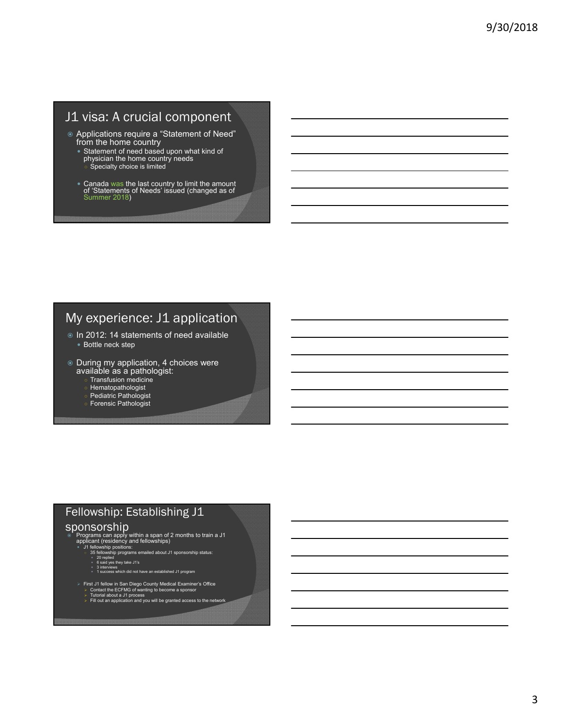## J1 visa: A crucial component

- Applications require a "Statement of Need" from the home country
  - Statement of need based upon what kind of physician the home country needs
    - Specialty choice is limited
  - Canada was the last country to limit the amount of 'Statements of Needs' issued (changed as of Summer 2018)

## My experience: J1 application

- In 2012: 14 statements of need available
  - Bottle neck step
- During my application, 4 choices were available as a pathologist:
  - Transfusion medicine
  - Hematopathologist
  - Pediatric Pathologist
  - Forensic Pathologist

## Fellowship: Establishing J1 sponsorship

- Programs can apply within a span of 2 months to train a J1 applicant (residency and fellowships)
  - J1 fellowship positions:
    - 35 fellowship programs emailed about J1 sponsorship status:
      - 20 replied
      - 6 said yes they take J1's
      - 3 interviews
      - 1 success which did not have an established J1 program
  - First J1 fellow in San Diego County Medical Examiner's Office
    - Contact the ECFMG of wanting to become a sponsor
    - Tutorial about a J1 process
    - Fill out an application and you will be granted access to the network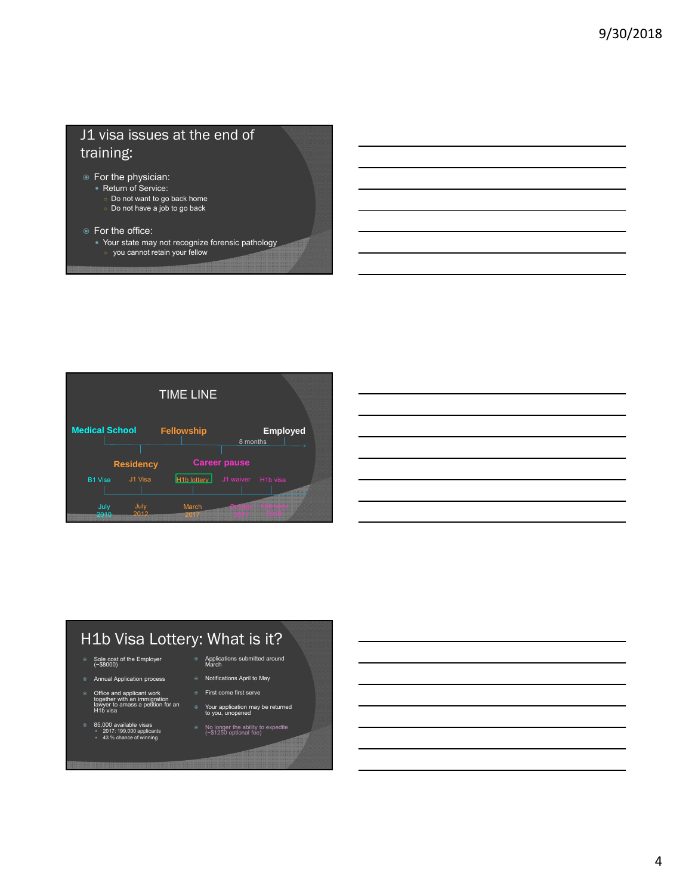## J1 visa issues at the end of training:

- For the physician:
  - Return of Service:
    - Do not want to go back home
    - Do not have a job to go back
- For the office:
  - Your state may not recognize forensic pathology
    - you cannot retain your fellow

## TIME LINE

Medical School | Fellowship | Employed

8 months

Residency | Career pause

B1 Visa — July 2010

J1 Visa — July 2012

H1b lottery — March 2017

J1 waiver — October 2017

H1b visa — February 2018

## H1b Visa Lottery: What is it?

- Sole cost of the Employer (~$8000)
- Annual Application process
- Office and applicant work together with an immigration lawyer to amass a petition for an H1b visa
- 85,000 available visas
  - 2017: 199,000 applicants
  - 43 % chance of winning
- Applications submitted around March
- Notifications April to May
- First come first serve
- Your application may be returned to you, unopened
- No longer the ability to expedite (~$1250 optional fee)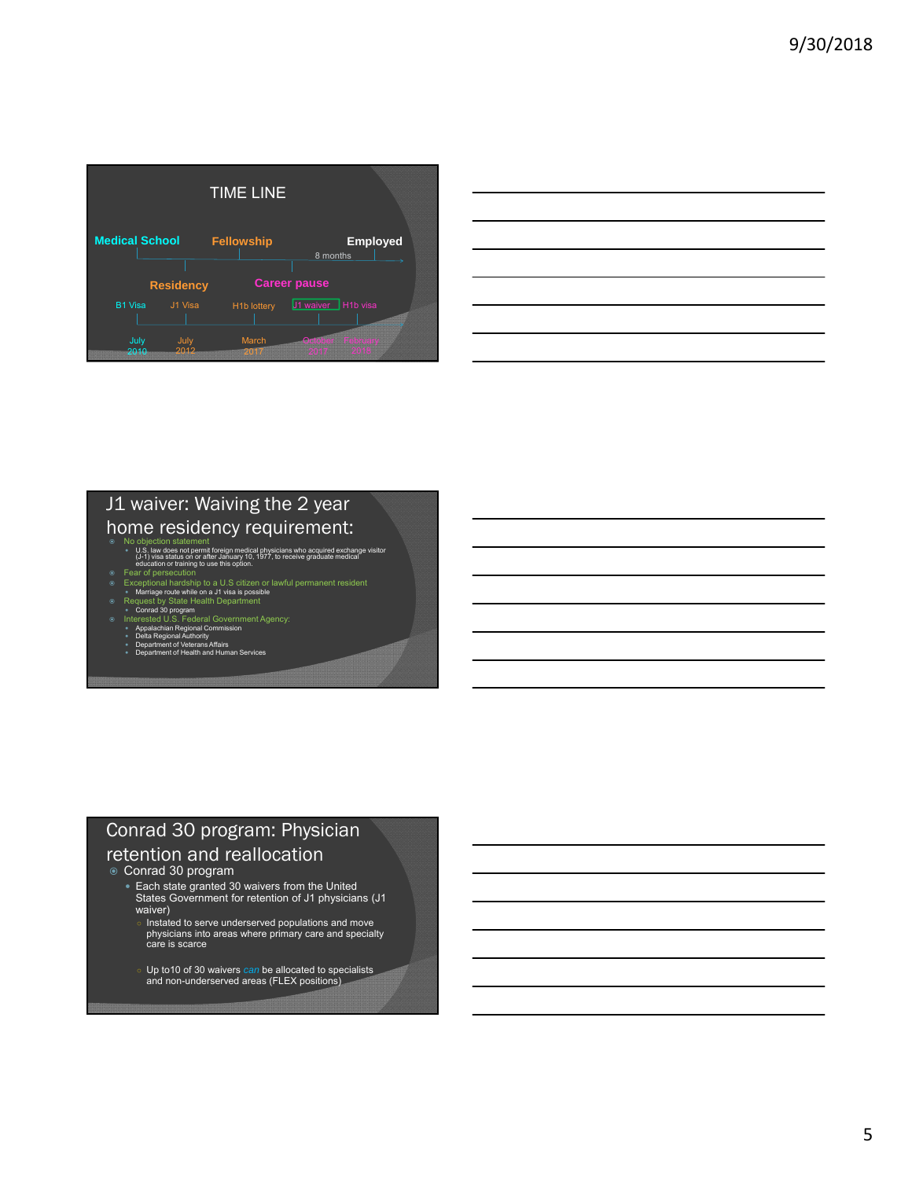## TIME LINE

Medical School — Fellowship — Employed

8 months

Residency — Career pause

B1 Visa — J1 Visa — H1b lottery — J1 waiver — H1b visa

July 2010 — July 2012 — March 2017 — October 2017 — February 2018

## J1 waiver: Waiving the 2 year home residency requirement:

- No objection statement
  - U.S. law does not permit foreign medical physicians who acquired exchange visitor (J-1) visa status on or after January 10, 1977, to receive graduate medical education or training to use this option.
- Fear of persecution
- Exceptional hardship to a U.S citizen or lawful permanent resident
  - Marriage route while on a J1 visa is possible
- Request by State Health Department
  - Conrad 30 program
- Interested U.S. Federal Government Agency:
  - Appalachian Regional Commission
  - Delta Regional Authority
  - Department of Veterans Affairs
  - Department of Health and Human Services

## Conrad 30 program: Physician retention and reallocation

- Conrad 30 program
  - Each state granted 30 waivers from the United States Government for retention of J1 physicians (J1 waiver)
    - Instated to serve underserved populations and move physicians into areas where primary care and specialty care is scarce
    - Up to10 of 30 waivers *can* be allocated to specialists and non-underserved areas (FLEX positions)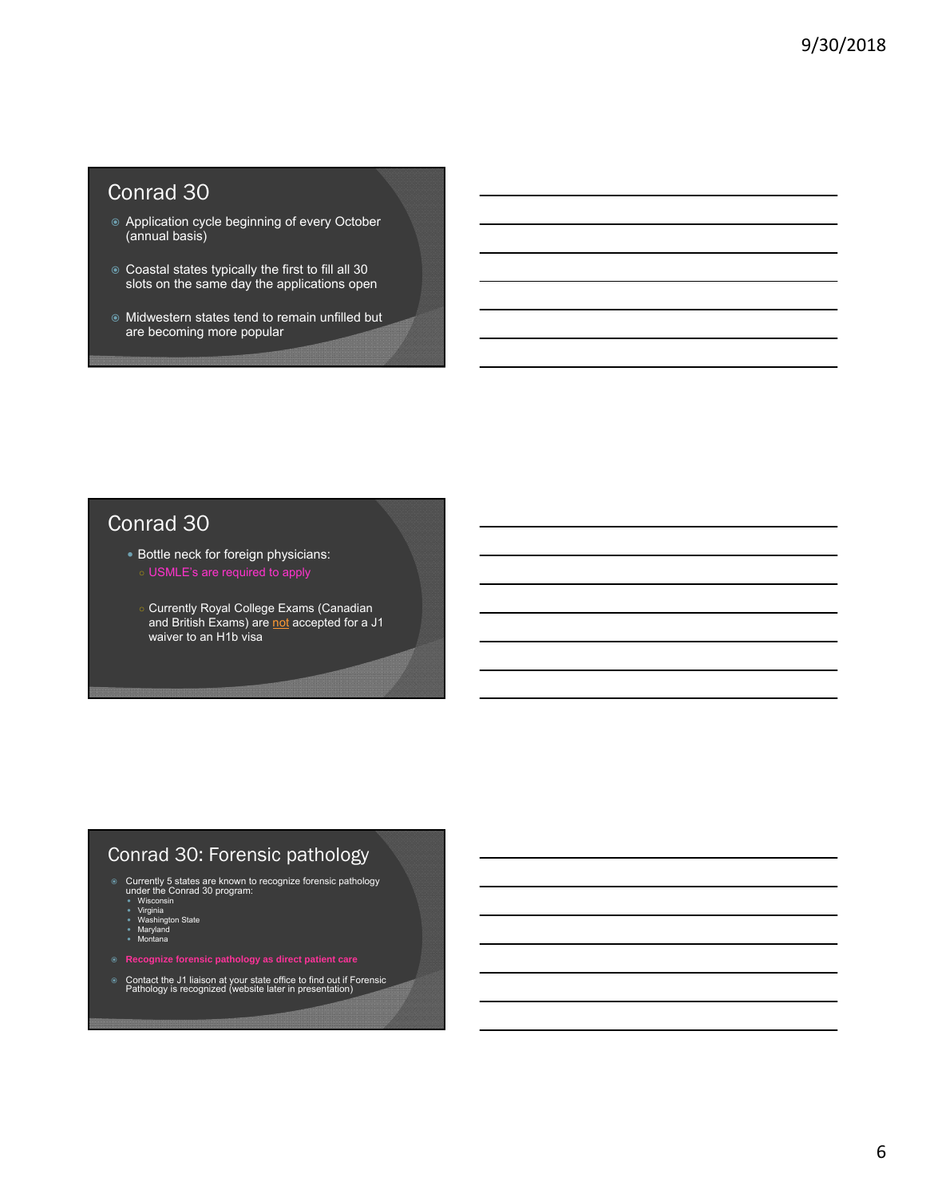## Conrad 30

- Application cycle beginning of every October (annual basis)
- Coastal states typically the first to fill all 30 slots on the same day the applications open
- Midwestern states tend to remain unfilled but are becoming more popular

## Conrad 30

- Bottle neck for foreign physicians:
  - USMLE's are required to apply
  - Currently Royal College Exams (Canadian and British Exams) are not accepted for a J1 waiver to an H1b visa

## Conrad 30: Forensic pathology

- Currently 5 states are known to recognize forensic pathology under the Conrad 30 program:
  - Wisconsin
  - Virginia
  - Washington State
  - Maryland
  - Montana
- **Recognize forensic pathology as direct patient care**
- Contact the J1 liaison at your state office to find out if Forensic Pathology is recognized (website later in presentation)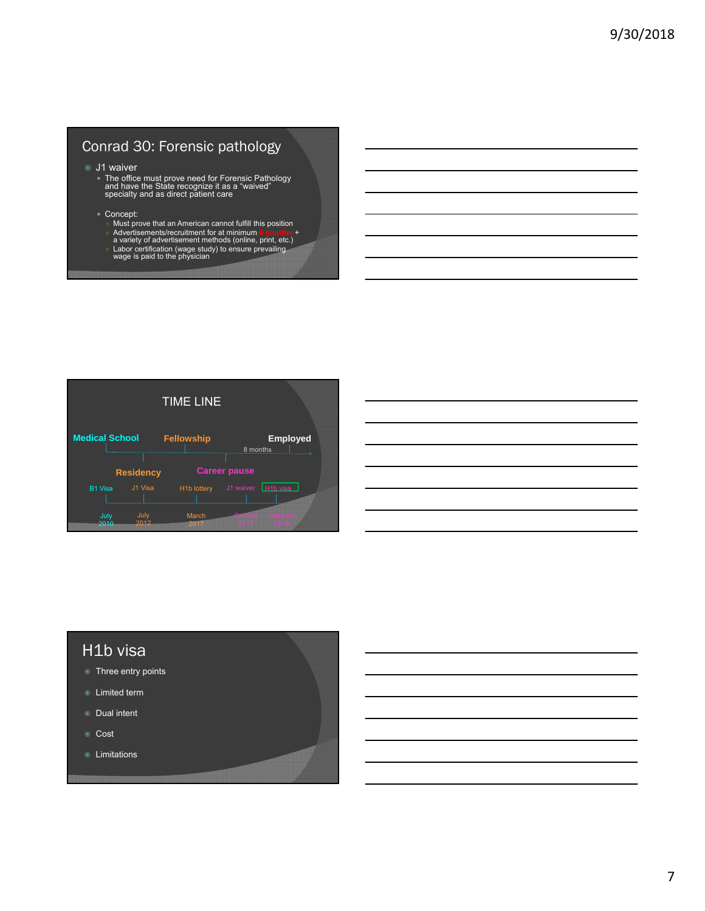## Conrad 30: Forensic pathology

- J1 waiver
  - The office must prove need for Forensic Pathology and have the State recognize it as a "waived" specialty and as direct patient care
  - Concept:
    - Must prove that an American cannot fulfill this position
    - Advertisements/recruitment for at minimum 6 months + a variety of advertisement methods (online, print, etc.)
    - Labor certification (wage study) to ensure prevailing wage is paid to the physician

## TIME LINE

Medical School | Fellowship | Employed

8 months

Residency | Career pause

| B1 Visa | J1 Visa | H1b lottery | J1 waiver | H1b visa |
|---|---|---|---|---|
| July 2010 | July 2012 | March 2017 | October 2017 | February 2018 |

## H1b visa

- Three entry points
- Limited term
- Dual intent
- Cost
- Limitations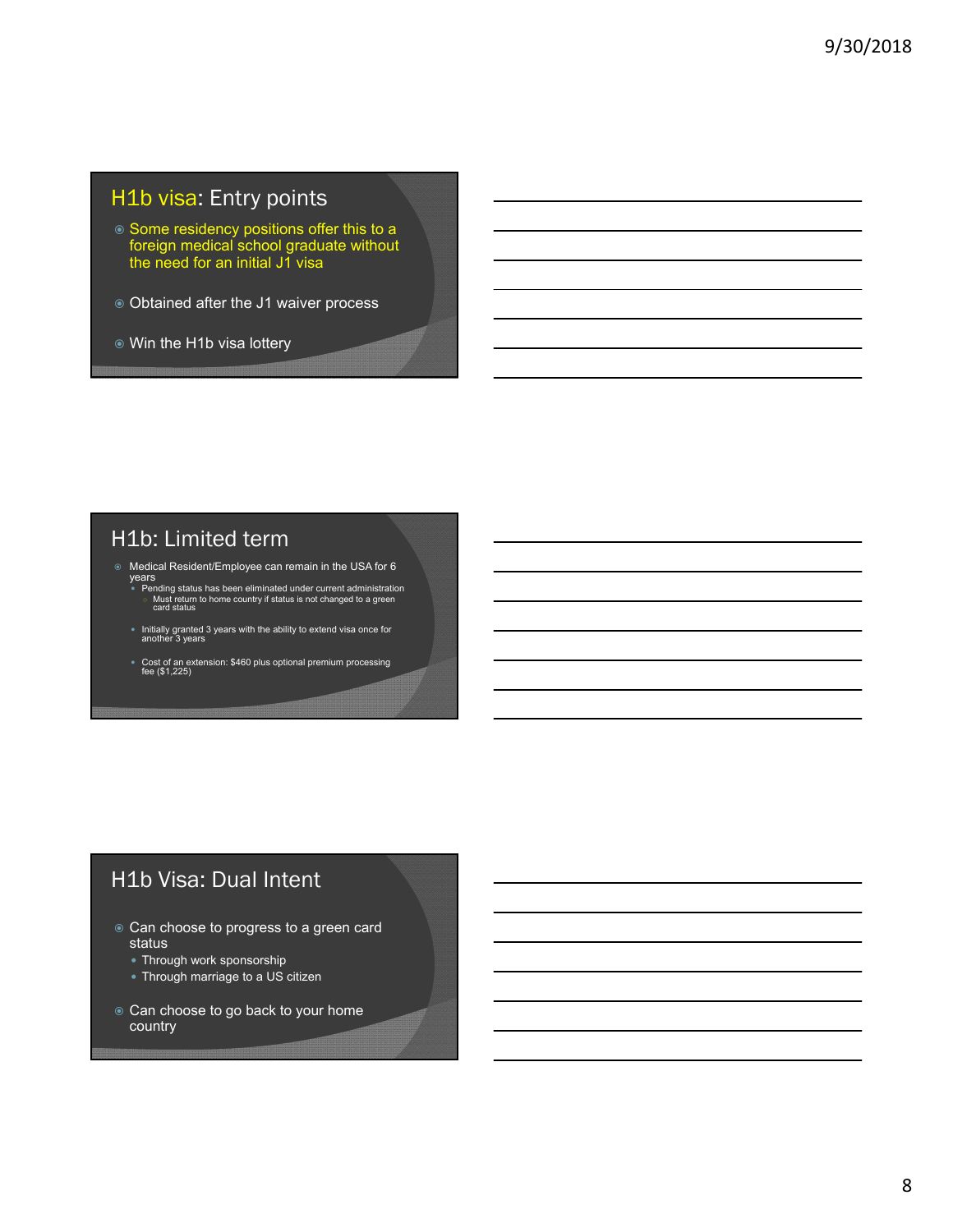## H1b visa: Entry points

- Some residency positions offer this to a foreign medical school graduate without the need for an initial J1 visa
- Obtained after the J1 waiver process
- Win the H1b visa lottery

## H1b: Limited term

- Medical Resident/Employee can remain in the USA for 6 years
  - Pending status has been eliminated under current administration
    - Must return to home country if status is not changed to a green card status
  - Initially granted 3 years with the ability to extend visa once for another 3 years
  - Cost of an extension: $460 plus optional premium processing fee ($1,225)

## H1b Visa: Dual Intent

- Can choose to progress to a green card status
  - Through work sponsorship
  - Through marriage to a US citizen
- Can choose to go back to your home country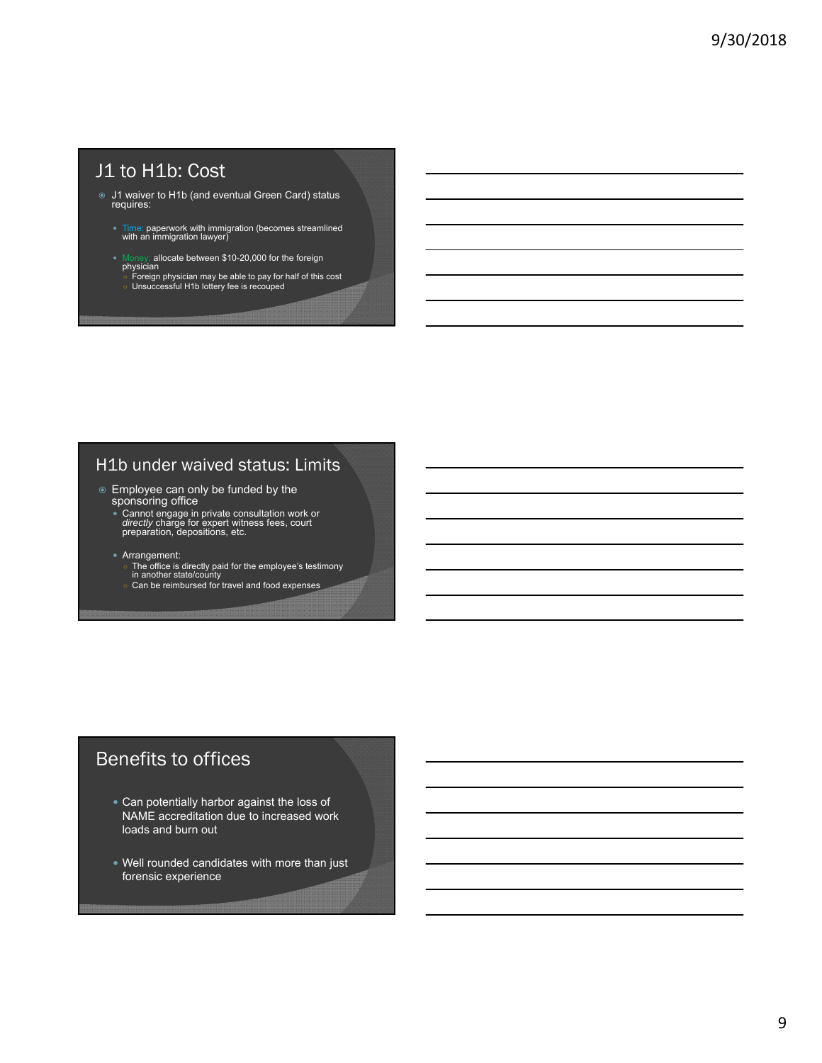## J1 to H1b: Cost

- J1 waiver to H1b (and eventual Green Card) status requires:
  - Time: paperwork with immigration (becomes streamlined with an immigration lawyer)
  - Money: allocate between $10-20,000 for the foreign physician
    - Foreign physician may be able to pay for half of this cost
    - Unsuccessful H1b lottery fee is recouped

## H1b under waived status: Limits

- Employee can only be funded by the sponsoring office
  - Cannot engage in private consultation work or *directly* charge for expert witness fees, court preparation, depositions, etc.
  - Arrangement:
    - The office is directly paid for the employee's testimony in another state/county
    - Can be reimbursed for travel and food expenses

## Benefits to offices

- Can potentially harbor against the loss of NAME accreditation due to increased work loads and burn out
- Well rounded candidates with more than just forensic experience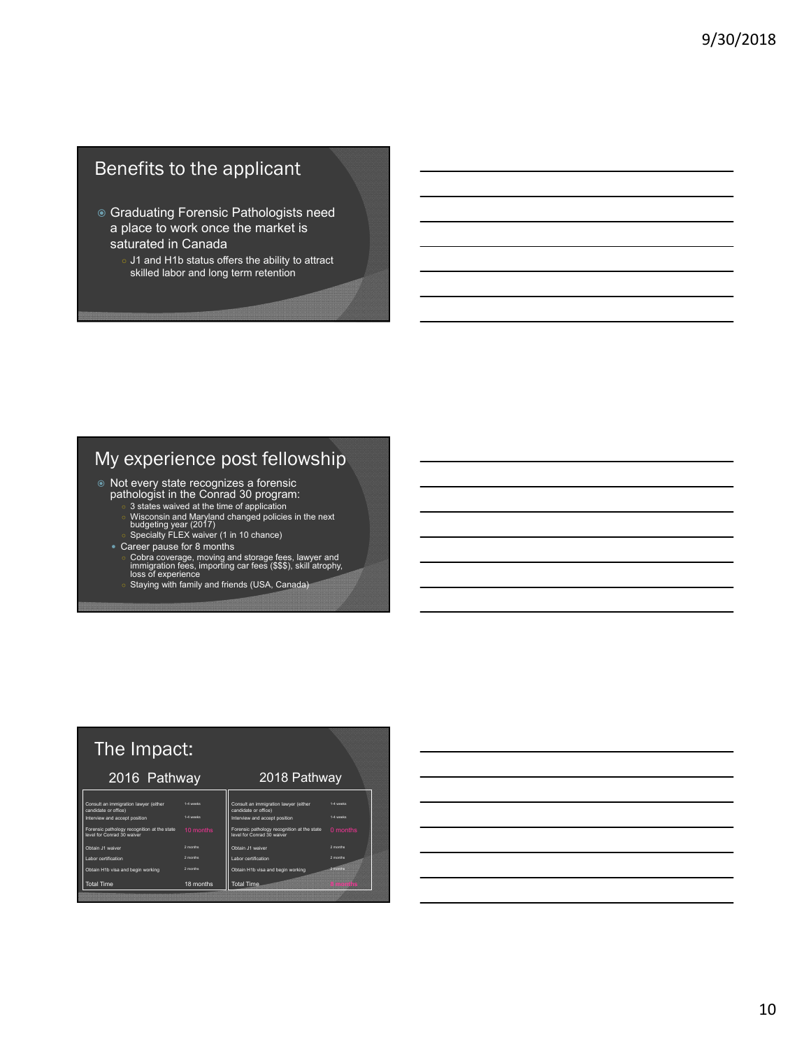## Benefits to the applicant

- Graduating Forensic Pathologists need a place to work once the market is saturated in Canada
  - J1 and H1b status offers the ability to attract skilled labor and long term retention

## My experience post fellowship

- Not every state recognizes a forensic pathologist in the Conrad 30 program:
  - 3 states waived at the time of application
  - Wisconsin and Maryland changed policies in the next budgeting year (2017)
  - Specialty FLEX waiver (1 in 10 chance)
- Career pause for 8 months
  - Cobra coverage, moving and storage fees, lawyer and immigration fees, importing car fees ($$$), skill atrophy, loss of experience
  - Staying with family and friends (USA, Canada)

## The Impact:

**2016 Pathway**

| Step | Time |
|---|---|
| Consult an immigration lawyer (either candidate or office) | 1-4 weeks |
| Interview and accept position | 1-4 weeks |
| Forensic pathology recognition at the state level for Conrad 30 waiver | 10 months |
| Obtain J1 waiver | 2 months |
| Labor certification | 2 months |
| Obtain H1b visa and begin working | 2 months |
| Total Time | 18 months |

**2018 Pathway**

| Step | Time |
|---|---|
| Consult an immigration lawyer (either candidate or office) | 1-4 weeks |
| Interview and accept position | 1-4 weeks |
| Forensic pathology recognition at the state level for Conrad 30 waiver | 0 months |
| Obtain J1 waiver | 2 months |
| Labor certification | 2 months |
| Obtain H1b visa and begin working | 2 months |
| Total Time | 8 months |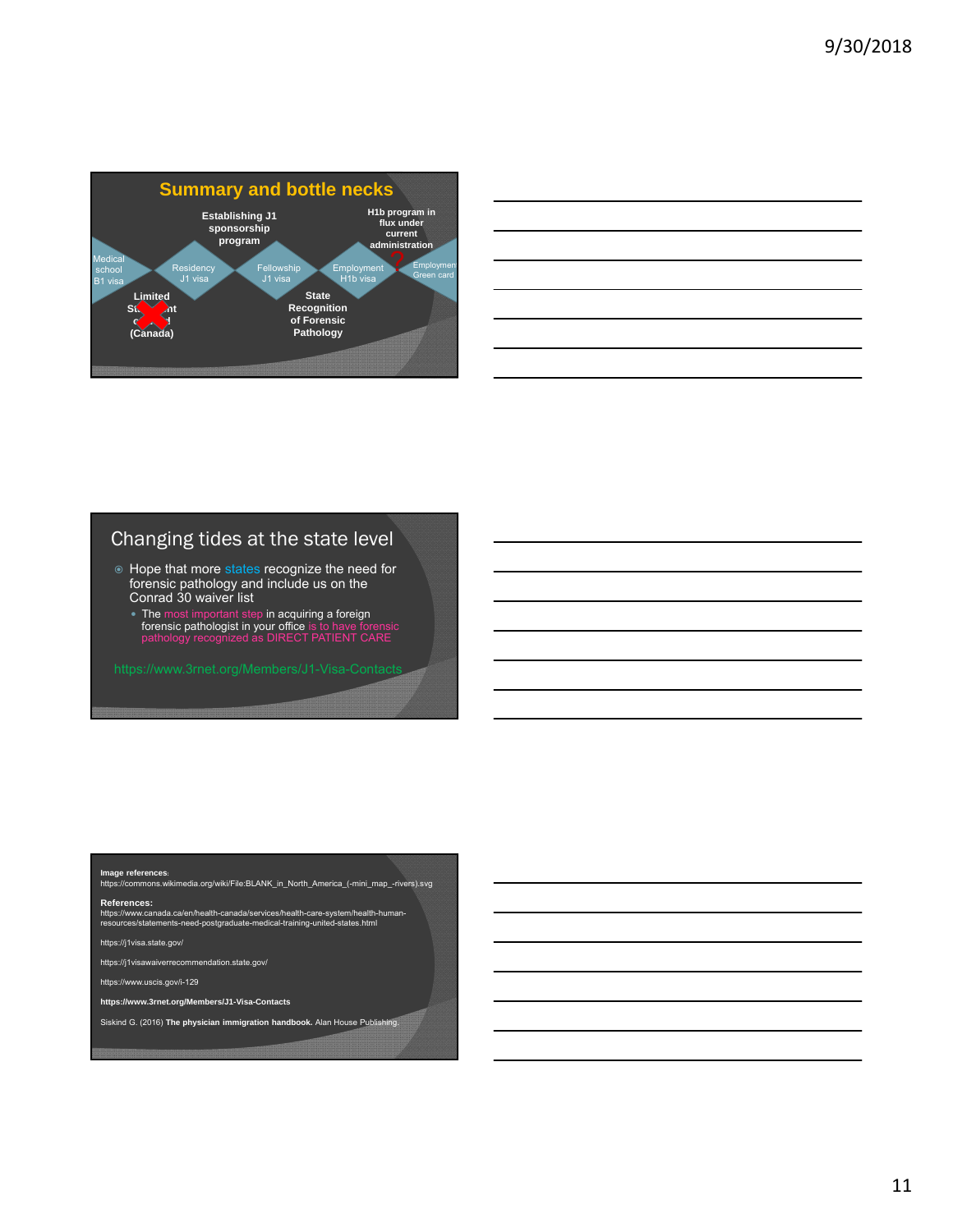## Summary and bottle necks

Establishing J1 sponsorship program

H1b program in flux under current administration

Medical school B1 visa → Residency J1 visa → Fellowship J1 visa → Employment H1b visa → Employment Green card

Limited Student (Canada)

State Recognition of Forensic Pathology

## Changing tides at the state level

- Hope that more states recognize the need for forensic pathology and include us on the Conrad 30 waiver list
  - The most important step in acquiring a foreign forensic pathologist in your office is to have forensic pathology recognized as DIRECT PATIENT CARE

https://www.3rnet.org/Members/J1-Visa-Contacts

**Image references:**
https://commons.wikimedia.org/wiki/File:BLANK_in_North_America_(-mini_map_-rivers).svg

**References:**
https://www.canada.ca/en/health-canada/services/health-care-system/health-human-resources/statements-need-postgraduate-medical-training-united-states.html

https://j1visa.state.gov/

https://j1visawaiverrecommendation.state.gov/

https://www.uscis.gov/i-129

**https://www.3rnet.org/Members/J1-Visa-Contacts**

Siskind G. (2016) **The physician immigration handbook.** Alan House Publishing.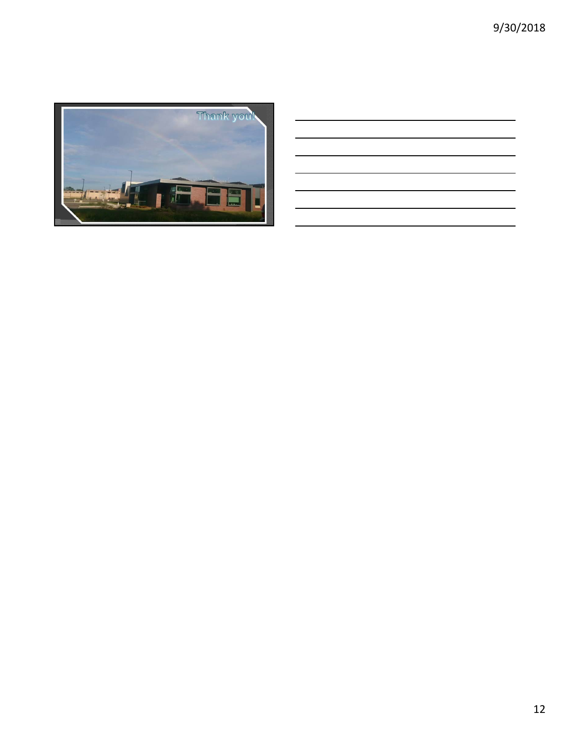Thank you!